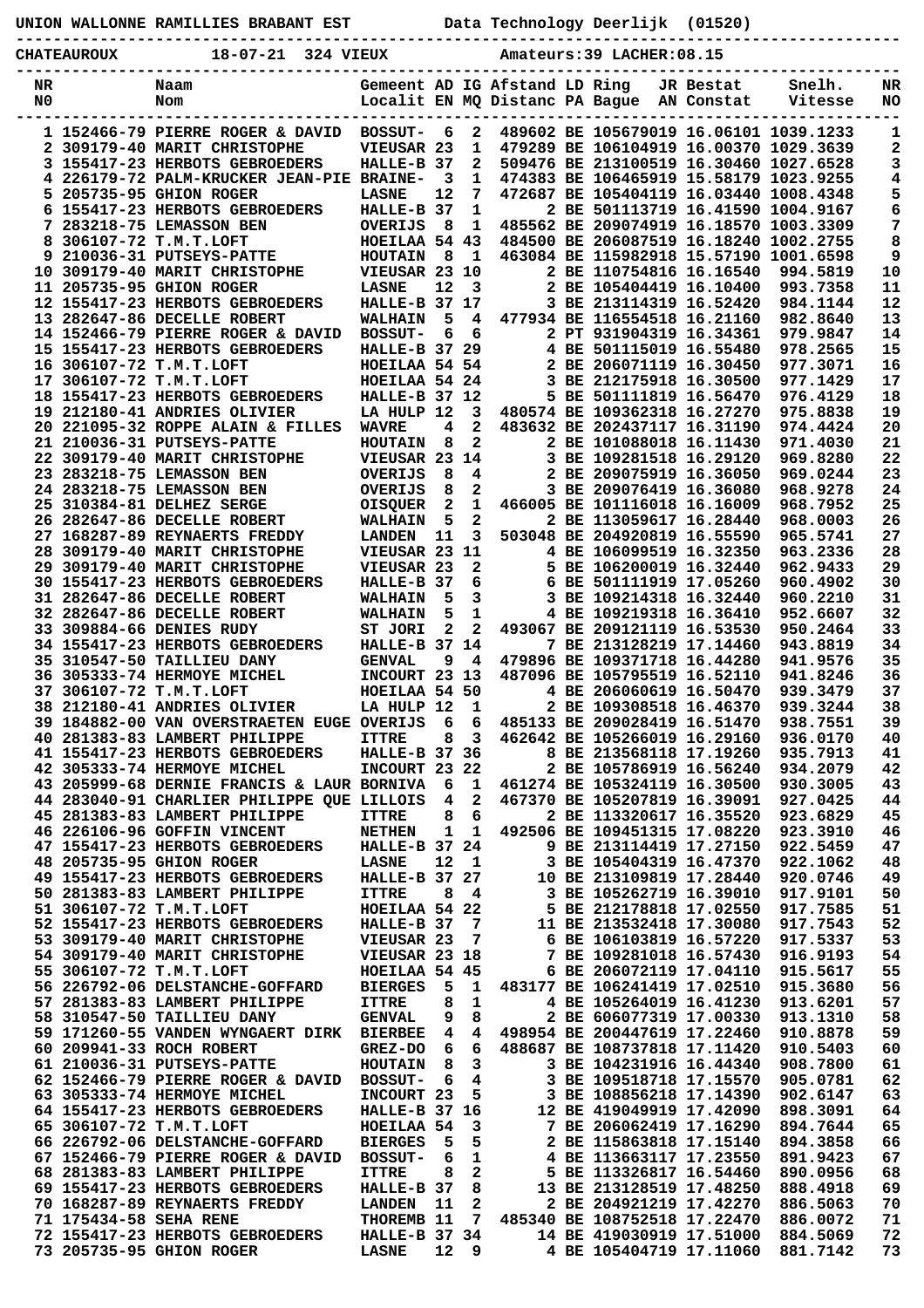UNION WALLONNE RAMILLIES BRABANT EST          Data Technology Deerlijk  (01520)

CHATEAUROUX          18-07-21  324 VIEUX          Amateurs:39 LACHER:08.15

| NR NO | | Naam Nom | Gemeent Localit | AD EN | IG MQ | Afstand Distanc | LD PA | Ring Bague | JR AN | Bestat Constat | Snelh. Vitesse | NR NO |
|---|---|---|---|---|---|---|---|---|---|---|---|---|
| 1 | 152466-79 | PIERRE ROGER & DAVID | BOSSUT- | 6 | 2 | 489602 | BE | 1056790 | 19 | 16.06101 | 1039.1233 | 1 |
| 2 | 309179-40 | MARIT CHRISTOPHE | VIEUSAR | 23 | 1 | 479289 | BE | 1061049 | 19 | 16.00370 | 1029.3639 | 2 |
| 3 | 155417-23 | HERBOTS GEBROEDERS | HALLE-B | 37 | 2 | 509476 | BE | 2131005 | 19 | 16.30460 | 1027.6528 | 3 |
| 4 | 226179-72 | PALM-KRUCKER JEAN-PIE | BRAINE- | 3 | 1 | 474383 | BE | 1064659 | 19 | 15.58179 | 1023.9255 | 4 |
| 5 | 205735-95 | GHION ROGER | LASNE | 12 | 7 | 472687 | BE | 1054041 | 19 | 16.03440 | 1008.4348 | 5 |
| 6 | 155417-23 | HERBOTS GEBROEDERS | HALLE-B | 37 | 1 | 2 | BE | 5011137 | 19 | 16.41590 | 1004.9167 | 6 |
| 7 | 283218-75 | LEMASSON BEN | OVERIJS | 8 | 1 | 485562 | BE | 2090749 | 19 | 16.18570 | 1003.3309 | 7 |
| 8 | 306107-72 | T.M.T.LOFT | HOEILAA | 54 | 43 | 484500 | BE | 2060875 | 19 | 16.18240 | 1002.2755 | 8 |
| 9 | 210036-31 | PUTSEYS-PATTE | HOUTAIN | 8 | 1 | 463084 | BE | 1159829 | 18 | 15.57190 | 1001.6598 | 9 |
| 10 | 309179-40 | MARIT CHRISTOPHE | VIEUSAR | 23 | 10 | 2 | BE | 1107548 | 16 | 16.16540 | 994.5819 | 10 |
| 11 | 205735-95 | GHION ROGER | LASNE | 12 | 3 | 2 | BE | 1054044 | 19 | 16.10400 | 993.7358 | 11 |
| 12 | 155417-23 | HERBOTS GEBROEDERS | HALLE-B | 37 | 17 | 3 | BE | 2131143 | 19 | 16.52420 | 984.1144 | 12 |
| 13 | 282647-86 | DECELLE ROBERT | WALHAIN | 5 | 4 | 477934 | BE | 1165541 | 18 | 16.21160 | 982.8640 | 13 |
| 14 | 152466-79 | PIERRE ROGER & DAVID | BOSSUT- | 6 | 6 | 2 | PT | 9319043 | 19 | 16.34361 | 979.9847 | 14 |
| 15 | 155417-23 | HERBOTS GEBROEDERS | HALLE-B | 37 | 29 | 4 | BE | 5011150 | 19 | 16.55480 | 978.2565 | 15 |
| 16 | 306107-72 | T.M.T.LOFT | HOEILAA | 54 | 54 | 2 | BE | 2060711 | 19 | 16.30450 | 977.3071 | 16 |
| 17 | 306107-72 | T.M.T.LOFT | HOEILAA | 54 | 24 | 3 | BE | 2121759 | 18 | 16.30500 | 977.1429 | 17 |
| 18 | 155417-23 | HERBOTS GEBROEDERS | HALLE-B | 37 | 12 | 5 | BE | 5011118 | 19 | 16.56470 | 976.4129 | 18 |
| 19 | 212180-41 | ANDRIES OLIVIER | LA HULP | 12 | 3 | 480574 | BE | 1093623 | 18 | 16.27270 | 975.8838 | 19 |
| 20 | 221095-32 | ROPPE ALAIN & FILLES | WAVRE | 4 | 2 | 483632 | BE | 2024371 | 17 | 16.31190 | 974.4424 | 20 |
| 21 | 210036-31 | PUTSEYS-PATTE | HOUTAIN | 8 | 2 | 2 | BE | 1010880 | 18 | 16.11430 | 971.4030 | 21 |
| 22 | 309179-40 | MARIT CHRISTOPHE | VIEUSAR | 23 | 14 | 3 | BE | 1092815 | 18 | 16.29120 | 969.8280 | 22 |
| 23 | 283218-75 | LEMASSON BEN | OVERIJS | 8 | 4 | 2 | BE | 2090759 | 19 | 16.36050 | 969.0244 | 23 |
| 24 | 283218-75 | LEMASSON BEN | OVERIJS | 8 | 2 | 3 | BE | 2090764 | 19 | 16.36080 | 968.9278 | 24 |
| 25 | 310384-81 | DELHEZ SERGE | OISQUER | 2 | 1 | 466005 | BE | 1011160 | 18 | 16.16009 | 968.7952 | 25 |
| 26 | 282647-86 | DECELLE ROBERT | WALHAIN | 5 | 2 | 2 | BE | 1130596 | 17 | 16.28440 | 968.0003 | 26 |
| 27 | 168287-89 | REYNAERTS FREDDY | LANDEN | 11 | 3 | 503048 | BE | 2049208 | 19 | 16.55590 | 965.5741 | 27 |
| 28 | 309179-40 | MARIT CHRISTOPHE | VIEUSAR | 23 | 11 | 4 | BE | 1060995 | 19 | 16.32350 | 963.2336 | 28 |
| 29 | 309179-40 | MARIT CHRISTOPHE | VIEUSAR | 23 | 2 | 5 | BE | 1062000 | 19 | 16.32440 | 962.9433 | 29 |
| 30 | 155417-23 | HERBOTS GEBROEDERS | HALLE-B | 37 | 6 | 6 | BE | 5011119 | 19 | 17.05260 | 960.4902 | 30 |
| 31 | 282647-86 | DECELLE ROBERT | WALHAIN | 5 | 3 | 3 | BE | 1092143 | 18 | 16.32440 | 960.2210 | 31 |
| 32 | 282647-86 | DECELLE ROBERT | WALHAIN | 5 | 1 | 4 | BE | 1092193 | 18 | 16.36410 | 952.6607 | 32 |
| 33 | 309884-66 | DENIES RUDY | ST JORI | 2 | 2 | 493067 | BE | 2091211 | 19 | 16.53530 | 950.2464 | 33 |
| 34 | 155417-23 | HERBOTS GEBROEDERS | HALLE-B | 37 | 14 | 7 | BE | 2131282 | 19 | 17.14460 | 943.8819 | 34 |
| 35 | 310547-50 | TAILLIEU DANY | GENVAL | 9 | 4 | 479896 | BE | 1093717 | 18 | 16.44280 | 941.9576 | 35 |
| 36 | 305333-74 | HERMOYE MICHEL | INCOURT | 23 | 13 | 487096 | BE | 1057955 | 19 | 16.52110 | 941.8246 | 36 |
| 37 | 306107-72 | T.M.T.LOFT | HOEILAA | 54 | 50 | 4 | BE | 2060606 | 19 | 16.50470 | 939.3479 | 37 |
| 38 | 212180-41 | ANDRIES OLIVIER | LA HULP | 12 | 1 | 2 | BE | 1093088 | 18 | 16.46370 | 939.3244 | 38 |
| 39 | 184882-00 | VAN OVERSTRAETEN EUGE | OVERIJS | 6 | 6 | 485133 | BE | 2090284 | 19 | 16.51470 | 938.7551 | 39 |
| 40 | 281383-83 | LAMBERT PHILIPPE | ITTRE | 8 | 3 | 462642 | BE | 1052660 | 19 | 16.29160 | 936.0170 | 40 |
| 41 | 155417-23 | HERBOTS GEBROEDERS | HALLE-B | 37 | 36 | 8 | BE | 2135681 | 18 | 17.19260 | 935.7913 | 41 |
| 42 | 305333-74 | HERMOYE MICHEL | INCOURT | 23 | 22 | 2 | BE | 1057869 | 19 | 16.56240 | 934.2079 | 42 |
| 43 | 205999-68 | DERNIE FRANCIS & LAUR | BORNIVA | 6 | 1 | 461274 | BE | 1053241 | 19 | 16.30500 | 930.3005 | 43 |
| 44 | 283040-91 | CHARLIER PHILIPPE QUE | LILLOIS | 4 | 2 | 467370 | BE | 1052078 | 19 | 16.39091 | 927.0425 | 44 |
| 45 | 281383-83 | LAMBERT PHILIPPE | ITTRE | 8 | 6 | 2 | BE | 1133206 | 17 | 16.35520 | 923.6829 | 45 |
| 46 | 226106-96 | GOFFIN VINCENT | NETHEN | 1 | 1 | 492506 | BE | 1094513 | 15 | 17.08220 | 923.3910 | 46 |
| 47 | 155417-23 | HERBOTS GEBROEDERS | HALLE-B | 37 | 24 | 9 | BE | 2131144 | 19 | 17.27150 | 922.5459 | 47 |
| 48 | 205735-95 | GHION ROGER | LASNE | 12 | 1 | 3 | BE | 1054043 | 19 | 16.47370 | 922.1062 | 48 |
| 49 | 155417-23 | HERBOTS GEBROEDERS | HALLE-B | 37 | 27 | 10 | BE | 2131098 | 19 | 17.28440 | 920.0746 | 49 |
| 50 | 281383-83 | LAMBERT PHILIPPE | ITTRE | 8 | 4 | 3 | BE | 1052627 | 19 | 16.39010 | 917.9101 | 50 |
| 51 | 306107-72 | T.M.T.LOFT | HOEILAA | 54 | 22 | 5 | BE | 2121788 | 18 | 17.02550 | 917.7585 | 51 |
| 52 | 155417-23 | HERBOTS GEBROEDERS | HALLE-B | 37 | 7 | 11 | BE | 2135324 | 18 | 17.30080 | 917.7543 | 52 |
| 53 | 309179-40 | MARIT CHRISTOPHE | VIEUSAR | 23 | 7 | 6 | BE | 1061038 | 19 | 16.57220 | 917.5337 | 53 |
| 54 | 309179-40 | MARIT CHRISTOPHE | VIEUSAR | 23 | 18 | 7 | BE | 1092810 | 18 | 16.57430 | 916.9193 | 54 |
| 55 | 306107-72 | T.M.T.LOFT | HOEILAA | 54 | 45 | 6 | BE | 2060721 | 19 | 17.04110 | 915.5617 | 55 |
| 56 | 226792-06 | DELSTANCHE-GOFFARD | BIERGES | 5 | 1 | 483177 | BE | 1062414 | 19 | 17.02510 | 915.3680 | 56 |
| 57 | 281383-83 | LAMBERT PHILIPPE | ITTRE | 8 | 1 | 4 | BE | 1052640 | 19 | 16.41230 | 913.6201 | 57 |
| 58 | 310547-50 | TAILLIEU DANY | GENVAL | 9 | 8 | 2 | BE | 6060773 | 19 | 17.00330 | 913.1310 | 58 |
| 59 | 171260-55 | VANDEN WYNGAERT DIRK | BIERBEE | 4 | 4 | 498954 | BE | 2004476 | 19 | 17.22460 | 910.8878 | 59 |
| 60 | 209941-33 | ROCH ROBERT | GREZ-DO | 6 | 6 | 488687 | BE | 1087378 | 18 | 17.11420 | 910.5403 | 60 |
| 61 | 210036-31 | PUTSEYS-PATTE | HOUTAIN | 8 | 3 | 3 | BE | 1042319 | 16 | 16.44340 | 908.7800 | 61 |
| 62 | 152466-79 | PIERRE ROGER & DAVID | BOSSUT- | 6 | 4 | 3 | BE | 1095187 | 18 | 17.15570 | 905.0781 | 62 |
| 63 | 305333-74 | HERMOYE MICHEL | INCOURT | 23 | 5 | 3 | BE | 1088562 | 18 | 17.14390 | 902.6147 | 63 |
| 64 | 155417-23 | HERBOTS GEBROEDERS | HALLE-B | 37 | 16 | 12 | BE | 4190499 | 19 | 17.42090 | 898.3091 | 64 |
| 65 | 306107-72 | T.M.T.LOFT | HOEILAA | 54 | 3 | 7 | BE | 2060624 | 19 | 17.16290 | 894.7644 | 65 |
| 66 | 226792-06 | DELSTANCHE-GOFFARD | BIERGES | 5 | 5 | 2 | BE | 1158638 | 18 | 17.15140 | 894.3858 | 66 |
| 67 | 152466-79 | PIERRE ROGER & DAVID | BOSSUT- | 6 | 1 | 4 | BE | 1136631 | 17 | 17.23550 | 891.9423 | 67 |
| 68 | 281383-83 | LAMBERT PHILIPPE | ITTRE | 8 | 2 | 5 | BE | 1133268 | 17 | 16.54460 | 890.0956 | 68 |
| 69 | 155417-23 | HERBOTS GEBROEDERS | HALLE-B | 37 | 8 | 13 | BE | 2131285 | 19 | 17.48250 | 888.4918 | 69 |
| 70 | 168287-89 | REYNAERTS FREDDY | LANDEN | 11 | 2 | 2 | BE | 2049212 | 19 | 17.42270 | 886.5063 | 70 |
| 71 | 175434-58 | SEHA RENE | THOREMB | 11 | 7 | 485340 | BE | 1087525 | 18 | 17.22470 | 886.0072 | 71 |
| 72 | 155417-23 | HERBOTS GEBROEDERS | HALLE-B | 37 | 34 | 14 | BE | 4190309 | 19 | 17.51000 | 884.5069 | 72 |
| 73 | 205735-95 | GHION ROGER | LASNE | 12 | 9 | 4 | BE | 1054047 | 19 | 17.11060 | 881.7142 | 73 |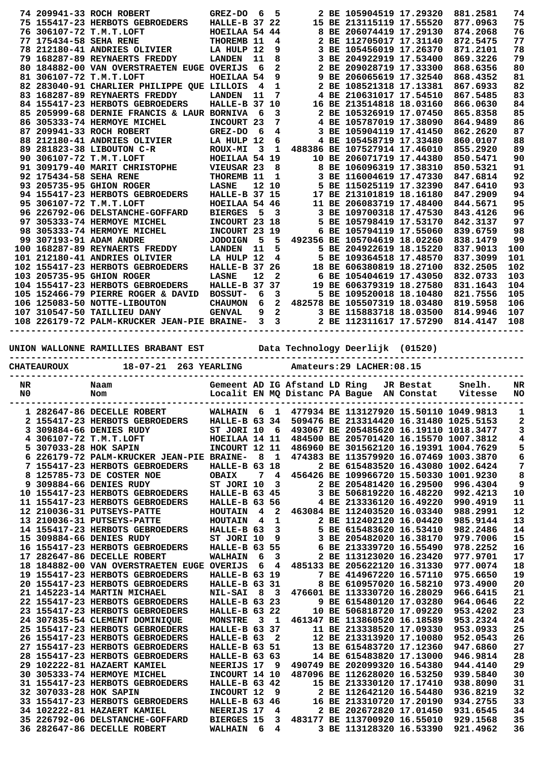| NR | Naam | Gemeent | AD | IG | Afstand | LD | Ring | JR | Bestat | Snelh. | NR |
|---|---|---|---|---|---|---|---|---|---|---|---|
| 74 | 209941-33 ROCH ROBERT | GREZ-DO | 6 | 5 | 2 | BE | 1059045 | 19 | 17.29320 | 881.2581 | 74 |
| 75 | 155417-23 HERBOTS GEBROEDERS | HALLE-B | 37 | 22 | 15 | BE | 2131151 | 19 | 17.55520 | 877.0963 | 75 |
| 76 | 306107-72 T.M.T.LOFT | HOEILAA | 54 | 44 | 8 | BE | 2060744 | 19 | 17.29130 | 874.2068 | 76 |
| 77 | 175434-58 SEHA RENE | THOREMB | 11 | 4 | 2 | BE | 1127050 | 17 | 17.31140 | 872.5475 | 77 |
| 78 | 212180-41 ANDRIES OLIVIER | LA HULP | 12 | 9 | 3 | BE | 1054560 | 19 | 17.26370 | 871.2101 | 78 |
| 79 | 168287-89 REYNAERTS FREDDY | LANDEN | 11 | 8 | 3 | BE | 2049229 | 19 | 17.53400 | 869.3226 | 79 |
| 80 | 184882-00 VAN OVERSTRAETEN EUGE | OVERIJS | 6 | 2 | 2 | BE | 2090287 | 19 | 17.33300 | 868.6356 | 80 |
| 81 | 306107-72 T.M.T.LOFT | HOEILAA | 54 | 9 | 9 | BE | 2060656 | 19 | 17.32540 | 868.4352 | 81 |
| 82 | 283040-91 CHARLIER PHILIPPE QUE | LILLOIS | 4 | 1 | 2 | BE | 1085213 | 18 | 17.13381 | 867.6933 | 82 |
| 83 | 168287-89 REYNAERTS FREDDY | LANDEN | 11 | 7 | 4 | BE | 2106310 | 17 | 17.54510 | 867.5485 | 83 |
| 84 | 155417-23 HERBOTS GEBROEDERS | HALLE-B | 37 | 10 | 16 | BE | 2135148 | 18 | 18.03160 | 866.0630 | 84 |
| 85 | 205999-68 DERNIE FRANCIS & LAUR | BORNIVA | 6 | 3 | 2 | BE | 1053266 | 19 | 17.07450 | 865.8358 | 85 |
| 86 | 305333-74 HERMOYE MICHEL | INCOURT | 23 | 7 | 4 | BE | 1057870 | 19 | 17.38090 | 864.9489 | 86 |
| 87 | 209941-33 ROCH ROBERT | GREZ-DO | 6 | 4 | 3 | BE | 1059041 | 19 | 17.41450 | 862.2620 | 87 |
| 88 | 212180-41 ANDRIES OLIVIER | LA HULP | 12 | 6 | 4 | BE | 1054587 | 19 | 17.33480 | 860.0107 | 88 |
| 89 | 281823-38 LIBOUTON C-R | ROUX-MI | 3 | 1 | 488386 | BE | 1075279 | 14 | 17.46010 | 855.2920 | 89 |
| 90 | 306107-72 T.M.T.LOFT | HOEILAA | 54 | 19 | 10 | BE | 2060717 | 19 | 17.44380 | 850.5471 | 90 |
| 91 | 309179-40 MARIT CHRISTOPHE | VIEUSAR | 23 | 8 | 8 | BE | 1060963 | 19 | 17.38310 | 850.5321 | 91 |
| 92 | 175434-58 SEHA RENE | THOREMB | 11 | 1 | 3 | BE | 1160046 | 19 | 17.47330 | 847.6814 | 92 |
| 93 | 205735-95 GHION ROGER | LASNE | 12 | 10 | 5 | BE | 1150251 | 19 | 17.32390 | 847.6410 | 93 |
| 94 | 155417-23 HERBOTS GEBROEDERS | HALLE-B | 37 | 15 | 17 | BE | 2131018 | 19 | 18.16180 | 847.2909 | 94 |
| 95 | 306107-72 T.M.T.LOFT | HOEILAA | 54 | 46 | 11 | BE | 2060837 | 19 | 17.48400 | 844.5671 | 95 |
| 96 | 226792-06 DELSTANCHE-GOFFARD | BIERGES | 5 | 3 | 3 | BE | 1097003 | 18 | 17.47530 | 843.4126 | 96 |
| 97 | 305333-74 HERMOYE MICHEL | INCOURT | 23 | 18 | 5 | BE | 1057984 | 19 | 17.53170 | 842.3137 | 97 |
| 98 | 305333-74 HERMOYE MICHEL | INCOURT | 23 | 19 | 6 | BE | 1057941 | 19 | 17.55060 | 839.6759 | 98 |
| 99 | 307193-91 ADAM ANDRE | JODOIGN | 5 | 5 | 492356 | BE | 1057046 | 19 | 18.02260 | 838.1479 | 99 |
| 100 | 168287-89 REYNAERTS FREDDY | LANDEN | 11 | 5 | 5 | BE | 2049226 | 19 | 18.15220 | 837.9013 | 100 |
| 101 | 212180-41 ANDRIES OLIVIER | LA HULP | 12 | 4 | 5 | BE | 1093645 | 18 | 17.48570 | 837.3099 | 101 |
| 102 | 155417-23 HERBOTS GEBROEDERS | HALLE-B | 37 | 26 | 18 | BE | 6063808 | 19 | 18.27100 | 832.2505 | 102 |
| 103 | 205735-95 GHION ROGER | LASNE | 12 | 2 | 6 | BE | 1054046 | 19 | 17.43050 | 832.0733 | 103 |
| 104 | 155417-23 HERBOTS GEBROEDERS | HALLE-B | 37 | 37 | 19 | BE | 6063793 | 19 | 18.27580 | 831.1643 | 104 |
| 105 | 152466-79 PIERRE ROGER & DAVID | BOSSUT- | 6 | 3 | 5 | BE | 1095200 | 18 | 18.10480 | 821.7556 | 105 |
| 106 | 125083-50 NOTTE-LIBOUTON | CHAUMON | 6 | 2 | 482578 | BE | 1055073 | 19 | 18.03480 | 819.5958 | 106 |
| 107 | 310547-50 TAILLIEU DANY | GENVAL | 9 | 2 | 3 | BE | 1158837 | 18 | 18.03500 | 814.9946 | 107 |
| 108 | 226179-72 PALM-KRUCKER JEAN-PIE | BRAINE- | 3 | 3 | 2 | BE | 1123116 | 17 | 17.57290 | 814.4147 | 108 |

UNION WALLONNE RAMILLIES BRABANT EST          Data Technology Deerlijk  (01520)

CHATEAUROUX          18-07-21  263 YEARLING          Amateurs:29 LACHER:08.15

| NR<br>N0 | Naam<br>Nom | Gemeent<br>Localit | AD<br>EN | IG<br>MQ | Afstand<br>Distanc | LD<br>PA | Ring<br>Bague | JR<br>AN | Bestat<br>Constat | Snelh.<br>Vitesse | NR<br>NO |
|---|---|---|---|---|---|---|---|---|---|---|---|
| 1 | 282647-86 DECELLE ROBERT | WALHAIN | 6 | 1 | 477934 | BE | 1131279 | 20 | 15.50110 | 1049.9813 | 1 |
| 2 | 155417-23 HERBOTS GEBROEDERS | HALLE-B | 63 | 34 | 509476 | BE | 2133144 | 20 | 16.31480 | 1025.5153 | 2 |
| 3 | 309884-66 DENIES RUDY | ST JORI | 10 | 6 | 493067 | BE | 2054856 | 20 | 16.19110 | 1018.3477 | 3 |
| 4 | 306107-72 T.M.T.LOFT | HOEILAA | 14 | 11 | 484500 | BE | 2057014 | 20 | 16.15570 | 1007.3812 | 4 |
| 5 | 307033-28 HOK SAPIN | INCOURT | 12 | 11 | 486960 | BE | 3015621 | 20 | 16.19391 | 1004.7629 | 5 |
| 6 | 226179-72 PALM-KRUCKER JEAN-PIE | BRAINE- | 8 | 1 | 474383 | BE | 1135799 | 20 | 16.07469 | 1003.3870 | 6 |
| 7 | 155417-23 HERBOTS GEBROEDERS | HALLE-B | 63 | 18 | 2 | BE | 6154835 | 20 | 16.43080 | 1002.6424 | 7 |
| 8 | 125785-73 DE COSTER NOE | OBAIX | 7 | 4 | 456426 | BE | 1099667 | 20 | 15.50330 | 1001.9230 | 8 |
| 9 | 309884-66 DENIES RUDY | ST JORI | 10 | 3 | 2 | BE | 2054814 | 20 | 16.29500 | 996.4304 | 9 |
| 10 | 155417-23 HERBOTS GEBROEDERS | HALLE-B | 63 | 45 | 3 | BE | 5068191 | 20 | 16.48220 | 992.4213 | 10 |
| 11 | 155417-23 HERBOTS GEBROEDERS | HALLE-B | 63 | 56 | 4 | BE | 2133361 | 20 | 16.49220 | 990.4919 | 11 |
| 12 | 210036-31 PUTSEYS-PATTE | HOUTAIN | 4 | 2 | 463084 | BE | 1124035 | 20 | 16.03340 | 988.2991 | 12 |
| 13 | 210036-31 PUTSEYS-PATTE | HOUTAIN | 4 | 1 | 2 | BE | 1124021 | 20 | 16.04420 | 985.9144 | 13 |
| 14 | 155417-23 HERBOTS GEBROEDERS | HALLE-B | 63 | 3 | 5 | BE | 6154836 | 20 | 16.53410 | 982.2486 | 14 |
| 15 | 309884-66 DENIES RUDY | ST JORI | 10 | 9 | 3 | BE | 2054820 | 20 | 16.38170 | 979.7006 | 15 |
| 16 | 155417-23 HERBOTS GEBROEDERS | HALLE-B | 63 | 55 | 6 | BE | 2133397 | 20 | 16.55490 | 978.2252 | 16 |
| 17 | 282647-86 DECELLE ROBERT | WALHAIN | 6 | 3 | 2 | BE | 1131230 | 20 | 16.23420 | 977.9701 | 17 |
| 18 | 184882-00 VAN OVERSTRAETEN EUGE | OVERIJS | 6 | 4 | 485133 | BE | 2056221 | 20 | 16.31330 | 977.0074 | 18 |
| 19 | 155417-23 HERBOTS GEBROEDERS | HALLE-B | 63 | 19 | 7 | BE | 4149672 | 20 | 16.57110 | 975.6650 | 19 |
| 20 | 155417-23 HERBOTS GEBROEDERS | HALLE-B | 63 | 31 | 8 | BE | 6109572 | 20 | 16.58210 | 973.4900 | 20 |
| 21 | 145223-14 MARTIN MICHAEL | NIL-SAI | 8 | 3 | 476601 | BE | 1133307 | 20 | 16.28029 | 966.6415 | 21 |
| 22 | 155417-23 HERBOTS GEBROEDERS | HALLE-B | 63 | 23 | 9 | BE | 6154801 | 20 | 17.03280 | 964.0646 | 22 |
| 23 | 155417-23 HERBOTS GEBROEDERS | HALLE-B | 63 | 22 | 10 | BE | 5068187 | 20 | 17.09220 | 953.4202 | 23 |
| 24 | 307835-54 CLEMENT DOMINIQUE | MONSTRE | 3 | 1 | 461347 | BE | 1138605 | 20 | 16.18589 | 953.2324 | 24 |
| 25 | 155417-23 HERBOTS GEBROEDERS | HALLE-B | 63 | 37 | 11 | BE | 2133385 | 20 | 17.09330 | 953.0933 | 25 |
| 26 | 155417-23 HERBOTS GEBROEDERS | HALLE-B | 63 | 2 | 12 | BE | 2133139 | 20 | 17.10080 | 952.0543 | 26 |
| 27 | 155417-23 HERBOTS GEBROEDERS | HALLE-B | 63 | 51 | 13 | BE | 6154837 | 20 | 17.12360 | 947.6860 | 27 |
| 28 | 155417-23 HERBOTS GEBROEDERS | HALLE-B | 63 | 63 | 14 | BE | 6154838 | 20 | 17.13000 | 946.9814 | 28 |
| 29 | 102222-81 HAZAERT KAMIEL | NEERIJS | 17 | 9 | 490749 | BE | 2020993 | 20 | 16.54380 | 944.4140 | 29 |
| 30 | 305333-74 HERMOYE MICHEL | INCOURT | 14 | 10 | 487096 | BE | 1126280 | 20 | 16.53250 | 939.5840 | 30 |
| 31 | 155417-23 HERBOTS GEBROEDERS | HALLE-B | 63 | 42 | 15 | BE | 2133301 | 20 | 17.17410 | 938.8090 | 31 |
| 32 | 307033-28 HOK SAPIN | INCOURT | 12 | 9 | 2 | BE | 1126421 | 20 | 16.54480 | 936.8219 | 32 |
| 33 | 155417-23 HERBOTS GEBROEDERS | HALLE-B | 63 | 46 | 16 | BE | 2133107 | 20 | 17.20190 | 934.2755 | 33 |
| 34 | 102222-81 HAZAERT KAMIEL | NEERIJS | 17 | 4 | 2 | BE | 2026728 | 20 | 17.01450 | 931.6545 | 34 |
| 35 | 226792-06 DELSTANCHE-GOFFARD | BIERGES | 15 | 3 | 483177 | BE | 1137009 | 20 | 16.55010 | 929.1568 | 35 |
| 36 | 282647-86 DECELLE ROBERT | WALHAIN | 6 | 4 | 3 | BE | 1131283 | 20 | 16.53390 | 921.4962 | 36 |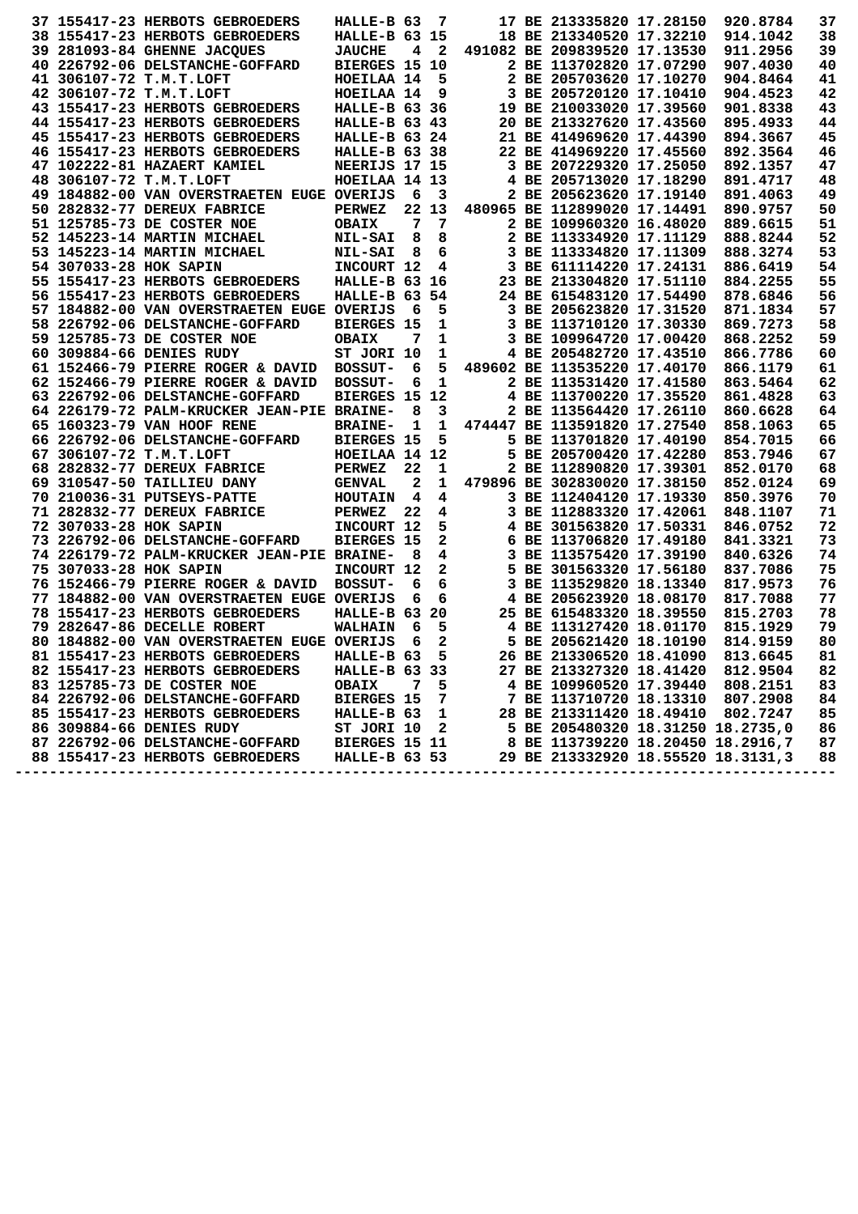| | | | | | | | | | | | |
|---|---|---|---|---|---|---|---|---|---|---|---|
| 37 | 155417-23 | HERBOTS GEBROEDERS | HALLE-B | 63 | 7 | | 17 | BE 213335820 | 17.28150 | 920.8784 | 37 |
| 38 | 155417-23 | HERBOTS GEBROEDERS | HALLE-B | 63 | 15 | | 18 | BE 213340520 | 17.32210 | 914.1042 | 38 |
| 39 | 281093-84 | GHENNE JACQUES | JAUCHE | 4 | 2 | 491082 | | BE 209839520 | 17.13530 | 911.2956 | 39 |
| 40 | 226792-06 | DELSTANCHE-GOFFARD | BIERGES | 15 | 10 | | 2 | BE 113702820 | 17.07290 | 907.4030 | 40 |
| 41 | 306107-72 | T.M.T.LOFT | HOEILAA | 14 | 5 | | 2 | BE 205703620 | 17.10270 | 904.8464 | 41 |
| 42 | 306107-72 | T.M.T.LOFT | HOEILAA | 14 | 9 | | 3 | BE 205720120 | 17.10410 | 904.4523 | 42 |
| 43 | 155417-23 | HERBOTS GEBROEDERS | HALLE-B | 63 | 36 | | 19 | BE 210033020 | 17.39560 | 901.8338 | 43 |
| 44 | 155417-23 | HERBOTS GEBROEDERS | HALLE-B | 63 | 43 | | 20 | BE 213327620 | 17.43560 | 895.4933 | 44 |
| 45 | 155417-23 | HERBOTS GEBROEDERS | HALLE-B | 63 | 24 | | 21 | BE 414969620 | 17.44390 | 894.3667 | 45 |
| 46 | 155417-23 | HERBOTS GEBROEDERS | HALLE-B | 63 | 38 | | 22 | BE 414969220 | 17.45560 | 892.3564 | 46 |
| 47 | 102222-81 | HAZAERT KAMIEL | NEERIJS | 17 | 15 | | 3 | BE 207229320 | 17.25050 | 892.1357 | 47 |
| 48 | 306107-72 | T.M.T.LOFT | HOEILAA | 14 | 13 | | 4 | BE 205713020 | 17.18290 | 891.4717 | 48 |
| 49 | 184882-00 | VAN OVERSTRAETEN EUGE | OVERIJS | 6 | 3 | | 2 | BE 205623620 | 17.19140 | 891.4063 | 49 |
| 50 | 282832-77 | DEREUX FABRICE | PERWEZ | 22 | 13 | 480965 | | BE 112899020 | 17.14491 | 890.9757 | 50 |
| 51 | 125785-73 | DE COSTER NOE | OBAIX | 7 | 7 | | 2 | BE 109960320 | 16.48020 | 889.6615 | 51 |
| 52 | 145223-14 | MARTIN MICHAEL | NIL-SAI | 8 | 8 | | 2 | BE 113334920 | 17.11129 | 888.8244 | 52 |
| 53 | 145223-14 | MARTIN MICHAEL | NIL-SAI | 8 | 6 | | 3 | BE 113334820 | 17.11309 | 888.3274 | 53 |
| 54 | 307033-28 | HOK SAPIN | INCOURT | 12 | 4 | | 3 | BE 611114220 | 17.24131 | 886.6419 | 54 |
| 55 | 155417-23 | HERBOTS GEBROEDERS | HALLE-B | 63 | 16 | | 23 | BE 213304820 | 17.51110 | 884.2255 | 55 |
| 56 | 155417-23 | HERBOTS GEBROEDERS | HALLE-B | 63 | 54 | | 24 | BE 615483120 | 17.54490 | 878.6846 | 56 |
| 57 | 184882-00 | VAN OVERSTRAETEN EUGE | OVERIJS | 6 | 5 | | 3 | BE 205623820 | 17.31520 | 871.1834 | 57 |
| 58 | 226792-06 | DELSTANCHE-GOFFARD | BIERGES | 15 | 1 | | 3 | BE 113710120 | 17.30330 | 869.7273 | 58 |
| 59 | 125785-73 | DE COSTER NOE | OBAIX | 7 | 1 | | 3 | BE 109964720 | 17.00420 | 868.2252 | 59 |
| 60 | 309884-66 | DENIES RUDY | ST JORI | 10 | 1 | | 4 | BE 205482720 | 17.43510 | 866.7786 | 60 |
| 61 | 152466-79 | PIERRE ROGER & DAVID | BOSSUT- | 6 | 5 | 489602 | | BE 113535220 | 17.40170 | 866.1179 | 61 |
| 62 | 152466-79 | PIERRE ROGER & DAVID | BOSSUT- | 6 | 1 | | 2 | BE 113531420 | 17.41580 | 863.5464 | 62 |
| 63 | 226792-06 | DELSTANCHE-GOFFARD | BIERGES | 15 | 12 | | 4 | BE 113700220 | 17.35520 | 861.4828 | 63 |
| 64 | 226179-72 | PALM-KRUCKER JEAN-PIE | BRAINE- | 8 | 3 | | 2 | BE 113564420 | 17.26110 | 860.6628 | 64 |
| 65 | 160323-79 | VAN HOOF RENE | BRAINE- | 1 | 1 | 474447 | | BE 113591820 | 17.27540 | 858.1063 | 65 |
| 66 | 226792-06 | DELSTANCHE-GOFFARD | BIERGES | 15 | 5 | | 5 | BE 113701820 | 17.40190 | 854.7015 | 66 |
| 67 | 306107-72 | T.M.T.LOFT | HOEILAA | 14 | 12 | | 5 | BE 205700420 | 17.42280 | 853.7946 | 67 |
| 68 | 282832-77 | DEREUX FABRICE | PERWEZ | 22 | 1 | | 2 | BE 112890820 | 17.39301 | 852.0170 | 68 |
| 69 | 310547-50 | TAILLIEU DANY | GENVAL | 2 | 1 | 479896 | | BE 302830020 | 17.38150 | 852.0124 | 69 |
| 70 | 210036-31 | PUTSEYS-PATTE | HOUTAIN | 4 | 4 | | 3 | BE 112404120 | 17.19330 | 850.3976 | 70 |
| 71 | 282832-77 | DEREUX FABRICE | PERWEZ | 22 | 4 | | 3 | BE 112883320 | 17.42061 | 848.1107 | 71 |
| 72 | 307033-28 | HOK SAPIN | INCOURT | 12 | 5 | | 4 | BE 301563820 | 17.50331 | 846.0752 | 72 |
| 73 | 226792-06 | DELSTANCHE-GOFFARD | BIERGES | 15 | 2 | | 6 | BE 113706820 | 17.49180 | 841.3321 | 73 |
| 74 | 226179-72 | PALM-KRUCKER JEAN-PIE | BRAINE- | 8 | 4 | | 3 | BE 113575420 | 17.39190 | 840.6326 | 74 |
| 75 | 307033-28 | HOK SAPIN | INCOURT | 12 | 2 | | 5 | BE 301563320 | 17.56180 | 837.7086 | 75 |
| 76 | 152466-79 | PIERRE ROGER & DAVID | BOSSUT- | 6 | 6 | | 3 | BE 113529820 | 18.13340 | 817.9573 | 76 |
| 77 | 184882-00 | VAN OVERSTRAETEN EUGE | OVERIJS | 6 | 6 | | 4 | BE 205623920 | 18.08170 | 817.7088 | 77 |
| 78 | 155417-23 | HERBOTS GEBROEDERS | HALLE-B | 63 | 20 | | 25 | BE 615483320 | 18.39550 | 815.2703 | 78 |
| 79 | 282647-86 | DECELLE ROBERT | WALHAIN | 6 | 5 | | 4 | BE 113127420 | 18.01170 | 815.1929 | 79 |
| 80 | 184882-00 | VAN OVERSTRAETEN EUGE | OVERIJS | 6 | 2 | | 5 | BE 205621420 | 18.10190 | 814.9159 | 80 |
| 81 | 155417-23 | HERBOTS GEBROEDERS | HALLE-B | 63 | 5 | | 26 | BE 213306520 | 18.41090 | 813.6645 | 81 |
| 82 | 155417-23 | HERBOTS GEBROEDERS | HALLE-B | 63 | 33 | | 27 | BE 213327320 | 18.41420 | 812.9504 | 82 |
| 83 | 125785-73 | DE COSTER NOE | OBAIX | 7 | 5 | | 4 | BE 109960520 | 17.39440 | 808.2151 | 83 |
| 84 | 226792-06 | DELSTANCHE-GOFFARD | BIERGES | 15 | 7 | | 7 | BE 113710720 | 18.13310 | 807.2908 | 84 |
| 85 | 155417-23 | HERBOTS GEBROEDERS | HALLE-B | 63 | 1 | | 28 | BE 213311420 | 18.49410 | 802.7247 | 85 |
| 86 | 309884-66 | DENIES RUDY | ST JORI | 10 | 2 | | 5 | BE 205480320 | 18.31250 | 18.2735,0 | 86 |
| 87 | 226792-06 | DELSTANCHE-GOFFARD | BIERGES | 15 | 11 | | 8 | BE 113739220 | 18.20450 | 18.2916,7 | 87 |
| 88 | 155417-23 | HERBOTS GEBROEDERS | HALLE-B | 63 | 53 | | 29 | BE 213332920 | 18.55520 | 18.3131,3 | 88 |